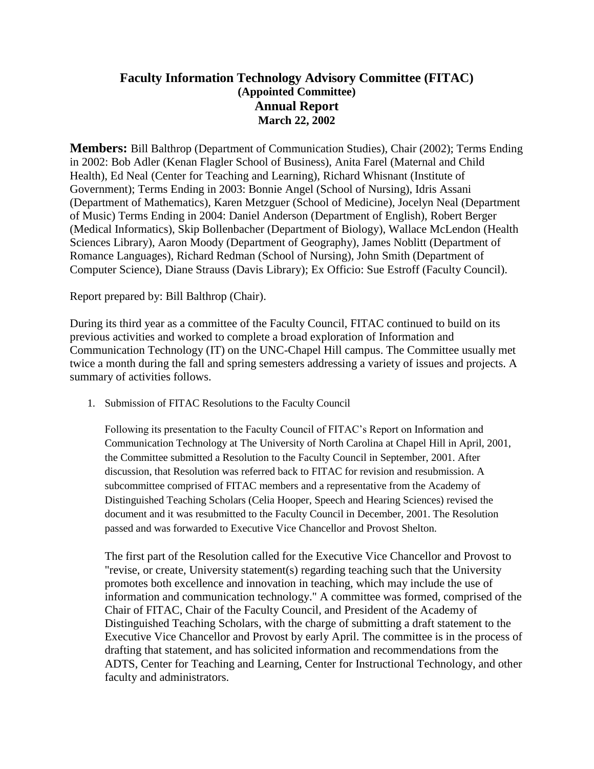# Faculty Information Technology Advisory Committee (FITAC)

**(Appointed Committee)**

## Annual Report

**March 22, 2002**

**Members:** Bill Balthrop (Department of Communication Studies), Chair (2002); Terms Ending in 2002: Bob Adler (Kenan Flagler School of Business), Anita Farel (Maternal and Child Health), Ed Neal (Center for Teaching and Learning), Richard Whisnant (Institute of Government); Terms Ending in 2003: Bonnie Angel (School of Nursing), Idris Assani (Department of Mathematics), Karen Metzguer (School of Medicine), Jocelyn Neal (Department of Music) Terms Ending in 2004: Daniel Anderson (Department of English), Robert Berger (Medical Informatics), Skip Bollenbacher (Department of Biology), Wallace McLendon (Health Sciences Library), Aaron Moody (Department of Geography), James Noblitt (Department of Romance Languages), Richard Redman (School of Nursing), John Smith (Department of Computer Science), Diane Strauss (Davis Library); Ex Officio: Sue Estroff (Faculty Council).

Report prepared by: Bill Balthrop (Chair).

During its third year as a committee of the Faculty Council, FITAC continued to build on its previous activities and worked to complete a broad exploration of Information and Communication Technology (IT) on the UNC-Chapel Hill campus. The Committee usually met twice a month during the fall and spring semesters addressing a variety of issues and projects. A summary of activities follows.

1. Submission of FITAC Resolutions to the Faculty Council

   Following its presentation to the Faculty Council of FITAC's Report on Information and Communication Technology at The University of North Carolina at Chapel Hill in April, 2001, the Committee submitted a Resolution to the Faculty Council in September, 2001. After discussion, that Resolution was referred back to FITAC for revision and resubmission. A subcommittee comprised of FITAC members and a representative from the Academy of Distinguished Teaching Scholars (Celia Hooper, Speech and Hearing Sciences) revised the document and it was resubmitted to the Faculty Council in December, 2001. The Resolution passed and was forwarded to Executive Vice Chancellor and Provost Shelton.

   The first part of the Resolution called for the Executive Vice Chancellor and Provost to "revise, or create, University statement(s) regarding teaching such that the University promotes both excellence and innovation in teaching, which may include the use of information and communication technology." A committee was formed, comprised of the Chair of FITAC, Chair of the Faculty Council, and President of the Academy of Distinguished Teaching Scholars, with the charge of submitting a draft statement to the Executive Vice Chancellor and Provost by early April. The committee is in the process of drafting that statement, and has solicited information and recommendations from the ADTS, Center for Teaching and Learning, Center for Instructional Technology, and other faculty and administrators.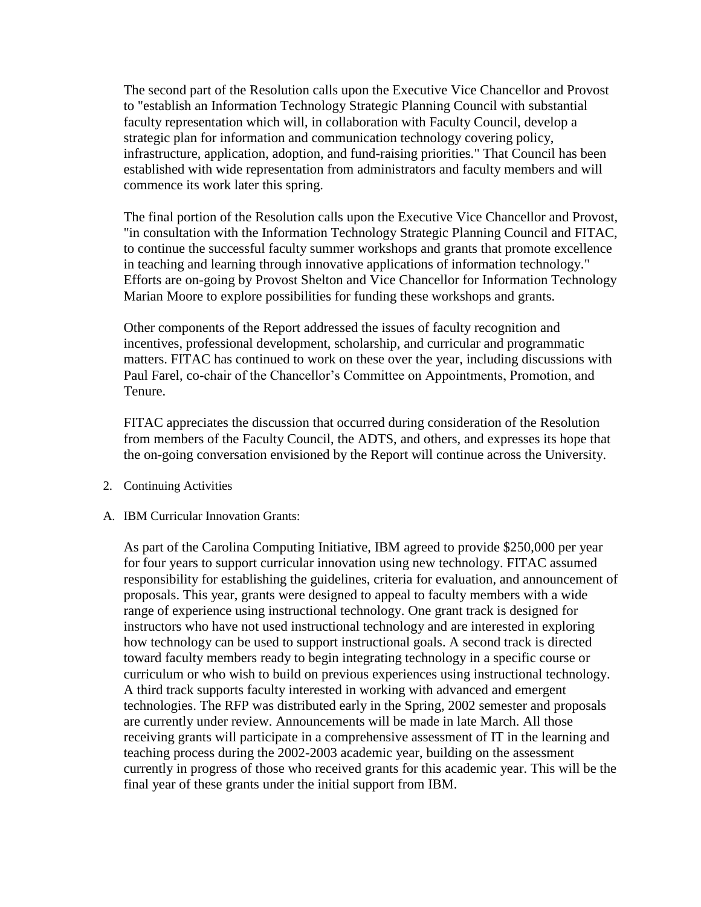The second part of the Resolution calls upon the Executive Vice Chancellor and Provost to "establish an Information Technology Strategic Planning Council with substantial faculty representation which will, in collaboration with Faculty Council, develop a strategic plan for information and communication technology covering policy, infrastructure, application, adoption, and fund-raising priorities." That Council has been established with wide representation from administrators and faculty members and will commence its work later this spring.

The final portion of the Resolution calls upon the Executive Vice Chancellor and Provost, "in consultation with the Information Technology Strategic Planning Council and FITAC, to continue the successful faculty summer workshops and grants that promote excellence in teaching and learning through innovative applications of information technology." Efforts are on-going by Provost Shelton and Vice Chancellor for Information Technology Marian Moore to explore possibilities for funding these workshops and grants.

Other components of the Report addressed the issues of faculty recognition and incentives, professional development, scholarship, and curricular and programmatic matters. FITAC has continued to work on these over the year, including discussions with Paul Farel, co-chair of the Chancellor's Committee on Appointments, Promotion, and Tenure.

FITAC appreciates the discussion that occurred during consideration of the Resolution from members of the Faculty Council, the ADTS, and others, and expresses its hope that the on-going conversation envisioned by the Report will continue across the University.

2. Continuing Activities

A. IBM Curricular Innovation Grants:

As part of the Carolina Computing Initiative, IBM agreed to provide $250,000 per year for four years to support curricular innovation using new technology. FITAC assumed responsibility for establishing the guidelines, criteria for evaluation, and announcement of proposals. This year, grants were designed to appeal to faculty members with a wide range of experience using instructional technology. One grant track is designed for instructors who have not used instructional technology and are interested in exploring how technology can be used to support instructional goals. A second track is directed toward faculty members ready to begin integrating technology in a specific course or curriculum or who wish to build on previous experiences using instructional technology. A third track supports faculty interested in working with advanced and emergent technologies. The RFP was distributed early in the Spring, 2002 semester and proposals are currently under review. Announcements will be made in late March. All those receiving grants will participate in a comprehensive assessment of IT in the learning and teaching process during the 2002-2003 academic year, building on the assessment currently in progress of those who received grants for this academic year. This will be the final year of these grants under the initial support from IBM.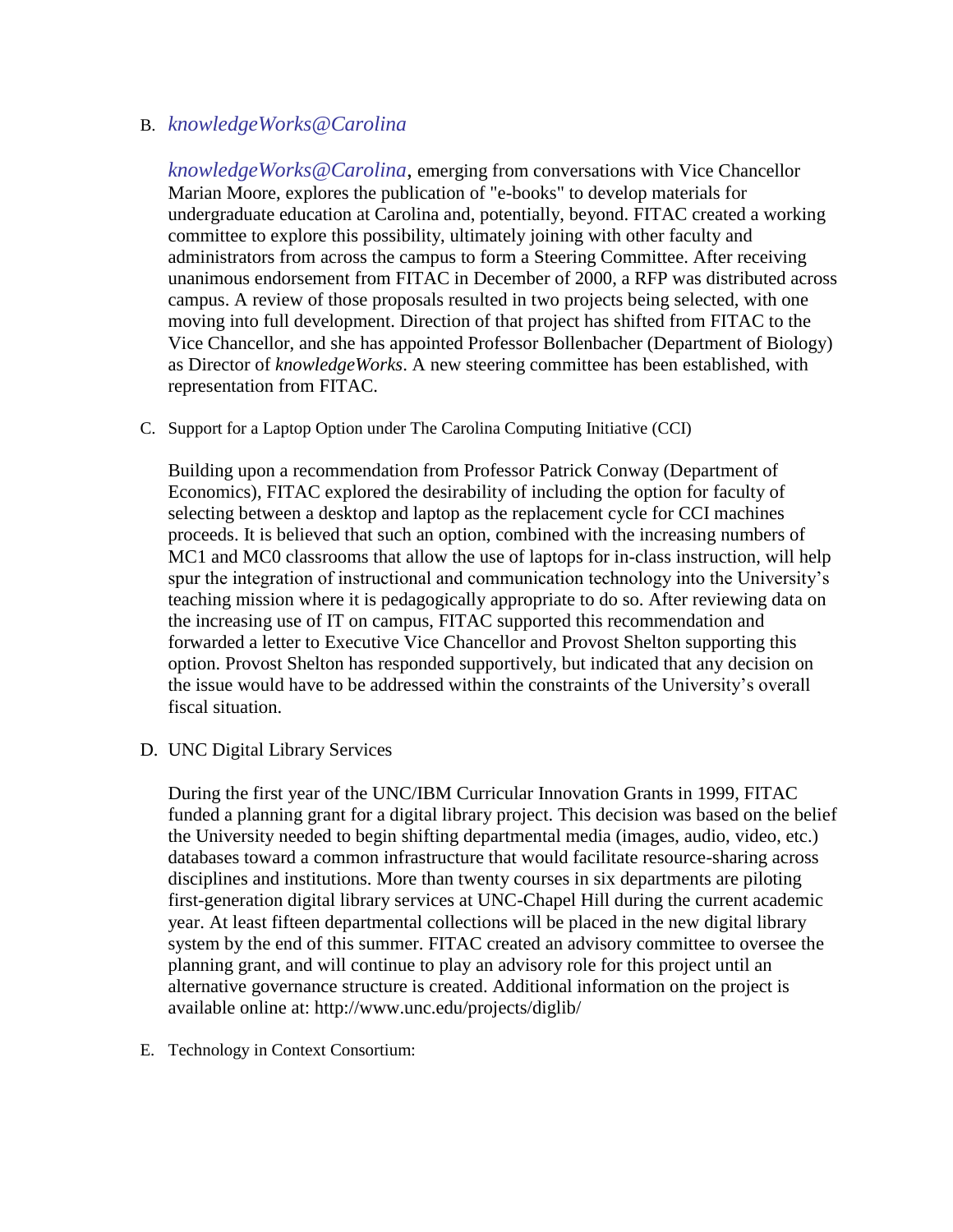B. *knowledgeWorks@Carolina*

*knowledgeWorks@Carolina*, emerging from conversations with Vice Chancellor Marian Moore, explores the publication of "e-books" to develop materials for undergraduate education at Carolina and, potentially, beyond. FITAC created a working committee to explore this possibility, ultimately joining with other faculty and administrators from across the campus to form a Steering Committee. After receiving unanimous endorsement from FITAC in December of 2000, a RFP was distributed across campus. A review of those proposals resulted in two projects being selected, with one moving into full development. Direction of that project has shifted from FITAC to the Vice Chancellor, and she has appointed Professor Bollenbacher (Department of Biology) as Director of *knowledgeWorks*. A new steering committee has been established, with representation from FITAC.

C. Support for a Laptop Option under The Carolina Computing Initiative (CCI)

Building upon a recommendation from Professor Patrick Conway (Department of Economics), FITAC explored the desirability of including the option for faculty of selecting between a desktop and laptop as the replacement cycle for CCI machines proceeds. It is believed that such an option, combined with the increasing numbers of MC1 and MC0 classrooms that allow the use of laptops for in-class instruction, will help spur the integration of instructional and communication technology into the University's teaching mission where it is pedagogically appropriate to do so. After reviewing data on the increasing use of IT on campus, FITAC supported this recommendation and forwarded a letter to Executive Vice Chancellor and Provost Shelton supporting this option. Provost Shelton has responded supportively, but indicated that any decision on the issue would have to be addressed within the constraints of the University's overall fiscal situation.

D. UNC Digital Library Services

During the first year of the UNC/IBM Curricular Innovation Grants in 1999, FITAC funded a planning grant for a digital library project. This decision was based on the belief the University needed to begin shifting departmental media (images, audio, video, etc.) databases toward a common infrastructure that would facilitate resource-sharing across disciplines and institutions. More than twenty courses in six departments are piloting first-generation digital library services at UNC-Chapel Hill during the current academic year. At least fifteen departmental collections will be placed in the new digital library system by the end of this summer. FITAC created an advisory committee to oversee the planning grant, and will continue to play an advisory role for this project until an alternative governance structure is created. Additional information on the project is available online at: http://www.unc.edu/projects/diglib/

E. Technology in Context Consortium: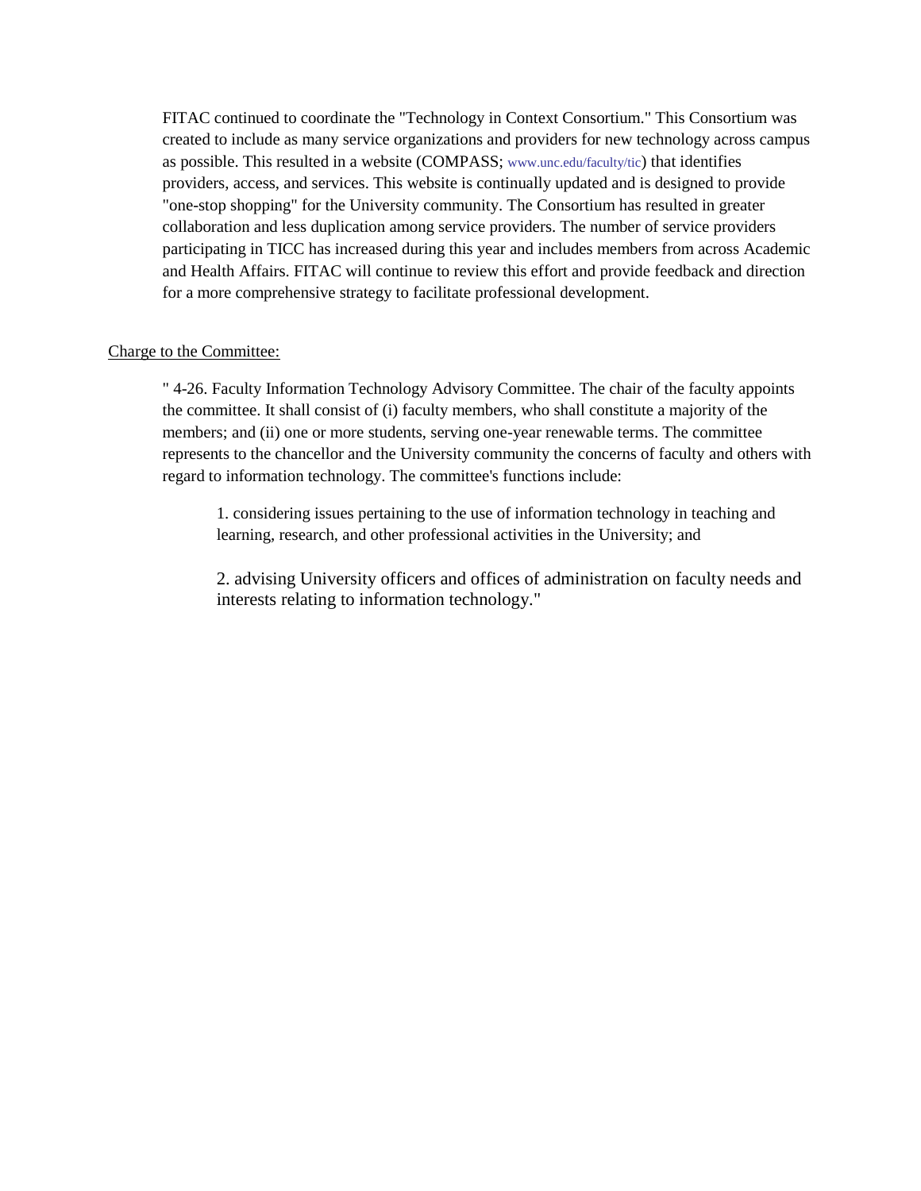FITAC continued to coordinate the "Technology in Context Consortium." This Consortium was created to include as many service organizations and providers for new technology across campus as possible. This resulted in a website (COMPASS; www.unc.edu/faculty/tic) that identifies providers, access, and services. This website is continually updated and is designed to provide "one-stop shopping" for the University community. The Consortium has resulted in greater collaboration and less duplication among service providers. The number of service providers participating in TICC has increased during this year and includes members from across Academic and Health Affairs. FITAC will continue to review this effort and provide feedback and direction for a more comprehensive strategy to facilitate professional development.

<u>Charge to the Committee:</u>

" 4-26. Faculty Information Technology Advisory Committee. The chair of the faculty appoints the committee. It shall consist of (i) faculty members, who shall constitute a majority of the members; and (ii) one or more students, serving one-year renewable terms. The committee represents to the chancellor and the University community the concerns of faculty and others with regard to information technology. The committee's functions include:

1. considering issues pertaining to the use of information technology in teaching and learning, research, and other professional activities in the University; and

2. advising University officers and offices of administration on faculty needs and interests relating to information technology."